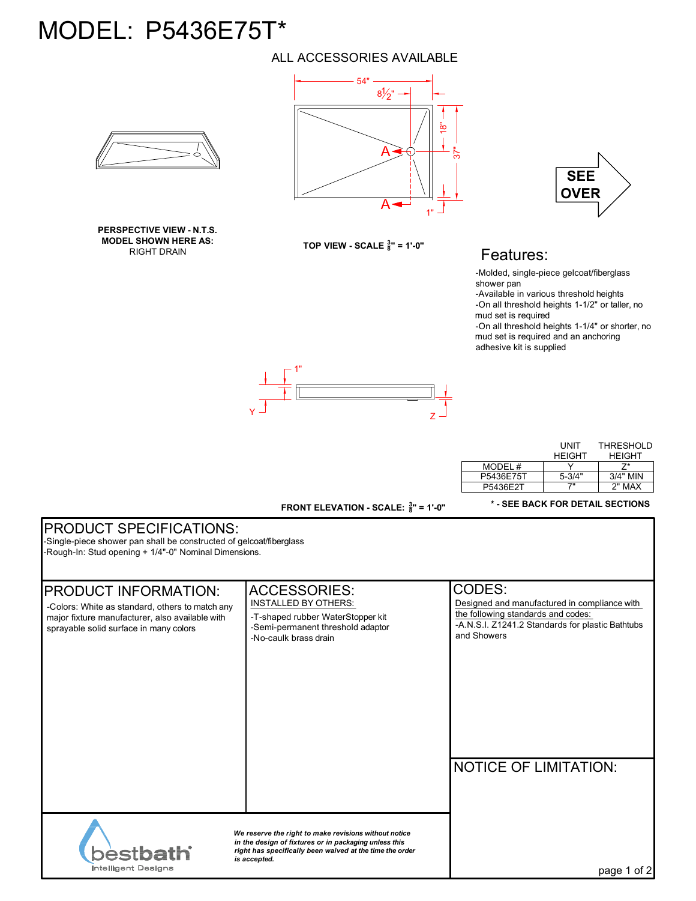# MODEL: P5436E75T*

ALL ACCESSORIES AVAILABLE

54"

8½"

18"

37"

1"

A

A

SEE OVER

**PERSPECTIVE VIEW - N.T.S.**
**MODEL SHOWN HERE AS:**
RIGHT DRAIN

**TOP VIEW - SCALE $\frac{3}{8}$" = 1'-0"**

## Features:

- -Molded, single-piece gelcoat/fiberglass shower pan
- -Available in various threshold heights
- -On all threshold heights 1-1/2" or taller, no mud set is required
- -On all threshold heights 1-1/4" or shorter, no mud set is required and an anchoring adhesive kit is supplied

1"

Y

Z

| MODEL # | UNIT HEIGHT Y | THRESHOLD HEIGHT Z* |
|---|---|---|
| P5436E75T | 5-3/4" | 3/4" MIN |
| P5436E2T | 7" | 2" MAX |

**FRONT ELEVATION - SCALE: $\frac{3}{8}$" = 1'-0"**

**\* - SEE BACK FOR DETAIL SECTIONS**

## PRODUCT SPECIFICATIONS:

-Single-piece shower pan shall be constructed of gelcoat/fiberglass
-Rough-In: Stud opening + 1/4"-0" Nominal Dimensions.

## PRODUCT INFORMATION:

-Colors: White as standard, others to match any major fixture manufacturer, also available with sprayable solid surface in many colors

## ACCESSORIES:

INSTALLED BY OTHERS:

-T-shaped rubber WaterStopper kit
-Semi-permanent threshold adaptor
-No-caulk brass drain

## CODES:

Designed and manufactured in compliance with the following standards and codes:

-A.N.S.I. Z1241.2 Standards for plastic Bathtubs and Showers

## NOTICE OF LIMITATION:

bestbath
Intelligent Designs

*We reserve the right to make revisions without notice in the design of fixtures or in packaging unless this right has specifically been waived at the time the order is accepted.*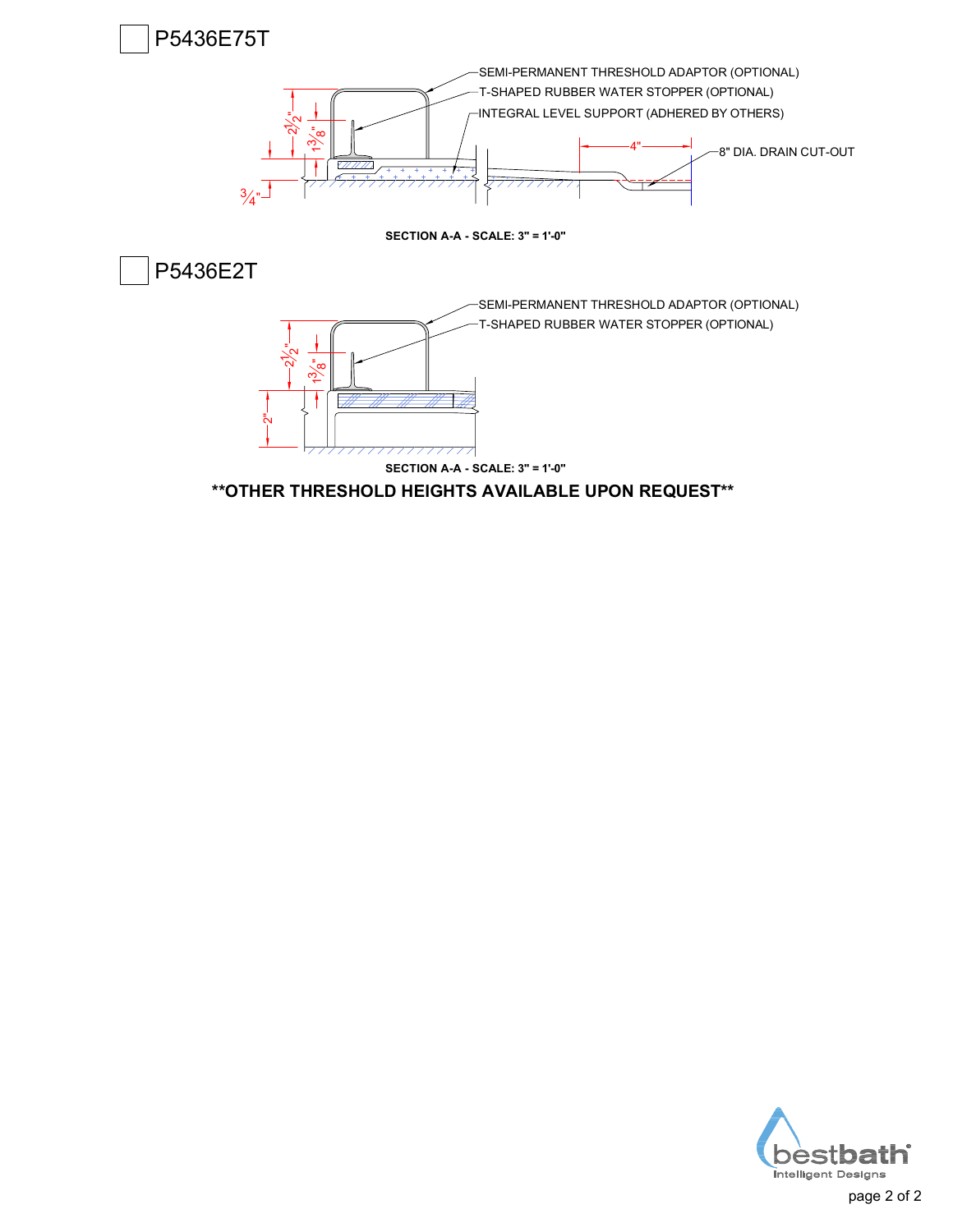☐ P5436E75T

SEMI-PERMANENT THRESHOLD ADAPTOR (OPTIONAL)

T-SHAPED RUBBER WATER STOPPER (OPTIONAL)

INTEGRAL LEVEL SUPPORT (ADHERED BY OTHERS)

8" DIA. DRAIN CUT-OUT

4"

2½"

1⅜"

¾"

**SECTION A-A - SCALE: 3" = 1'-0"**

☐ P5436E2T

SEMI-PERMANENT THRESHOLD ADAPTOR (OPTIONAL)

T-SHAPED RUBBER WATER STOPPER (OPTIONAL)

2½"

1⅜"

2"

**SECTION A-A - SCALE: 3" = 1'-0"**

**\*\*OTHER THRESHOLD HEIGHTS AVAILABLE UPON REQUEST\*\***

bestbath
Intelligent Designs